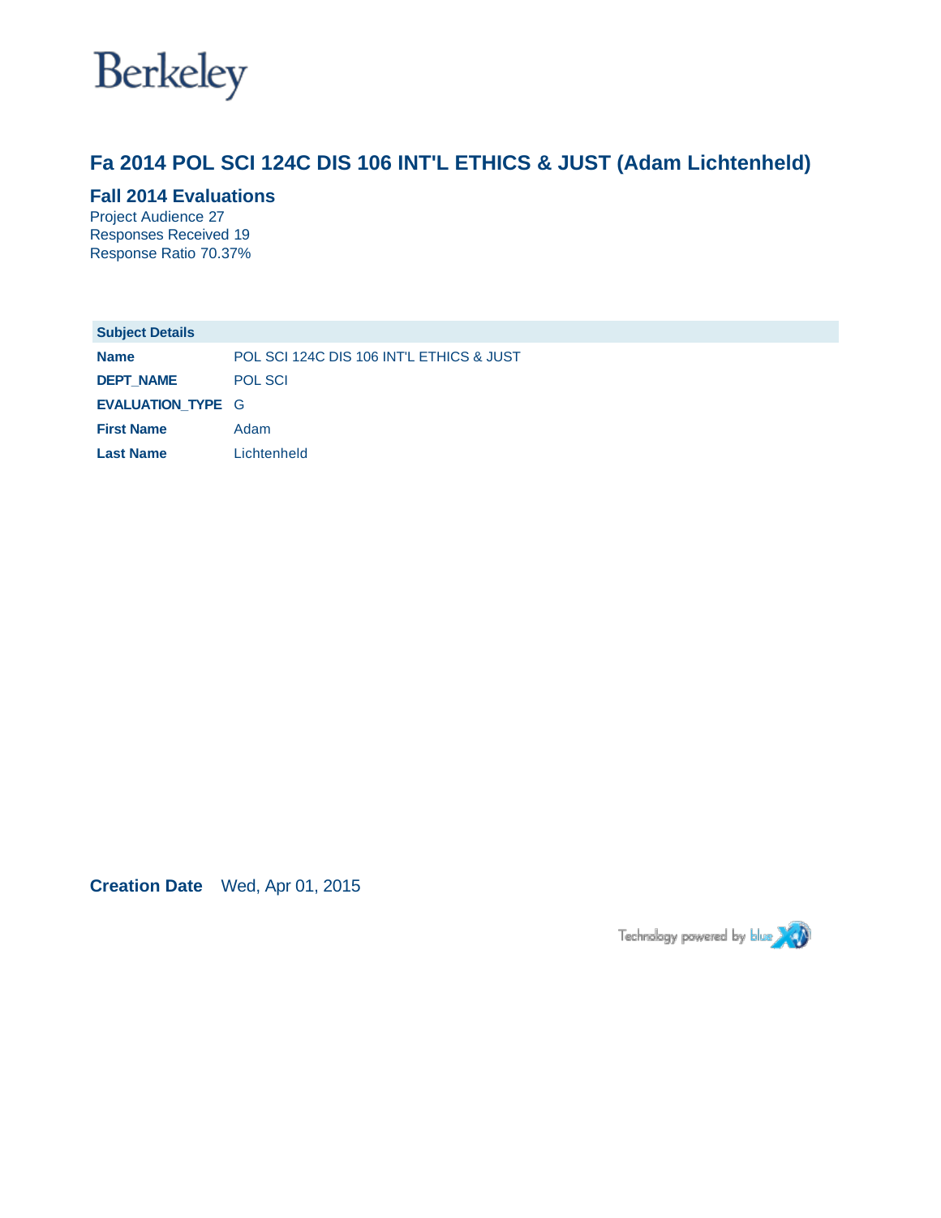Berkeley

# Fa 2014 POL SCI 124C DIS 106 INT'L ETHICS & JUST (Adam Lichtenheld)

## Fall 2014 Evaluations

Project Audience 27
Responses Received 19
Response Ratio 70.37%

| Subject Details | |
|---|---|
| **Name** | POL SCI 124C DIS 106 INT'L ETHICS & JUST |
| **DEPT_NAME** | POL SCI |
| **EVALUATION_TYPE** | G |
| **First Name** | Adam |
| **Last Name** | Lichtenheld |

**Creation Date** Wed, Apr 01, 2015

Technology powered by blue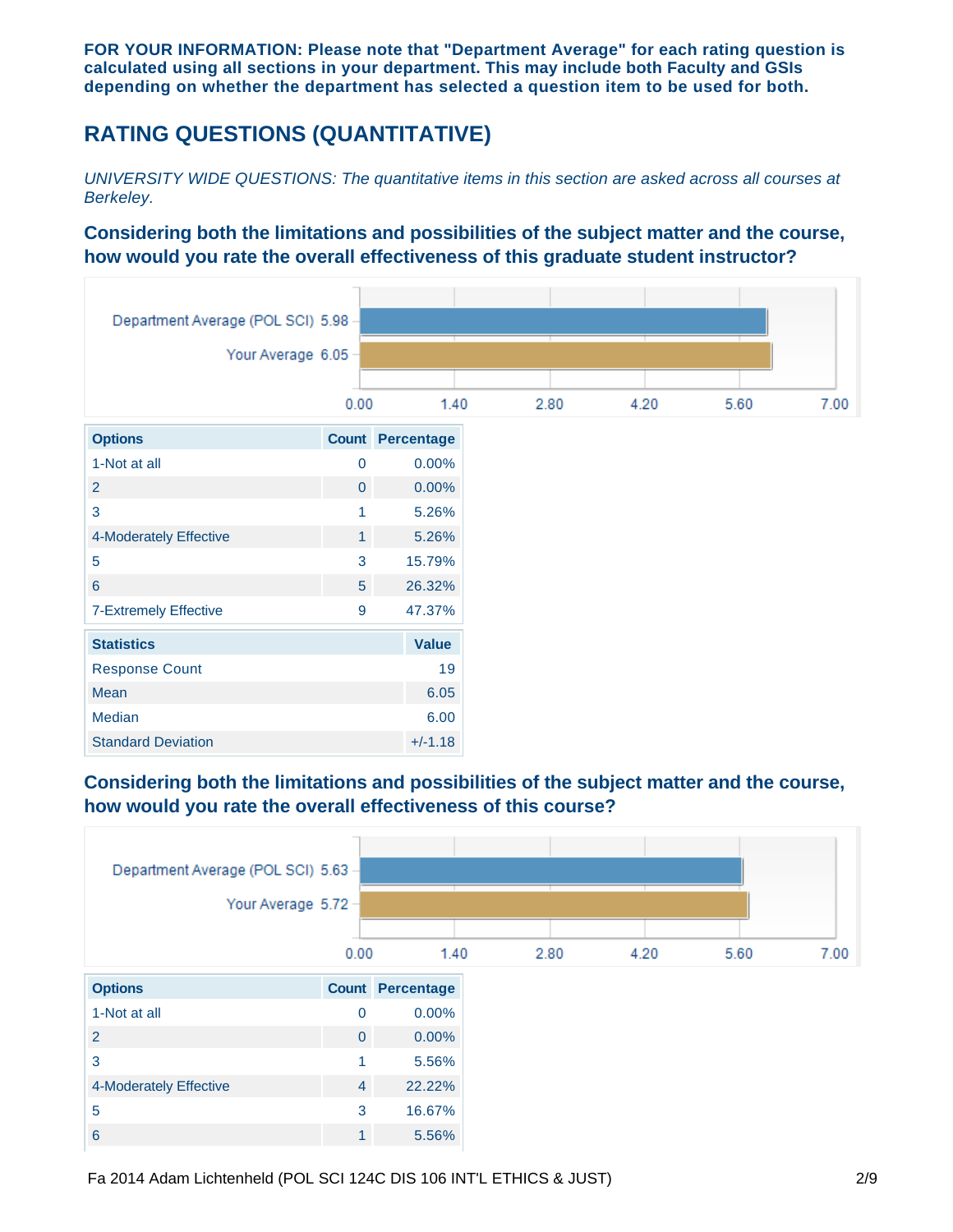**FOR YOUR INFORMATION: Please note that "Department Average" for each rating question is calculated using all sections in your department. This may include both Faculty and GSIs depending on whether the department has selected a question item to be used for both.**

## RATING QUESTIONS (QUANTITATIVE)

*UNIVERSITY WIDE QUESTIONS: The quantitative items in this section are asked across all courses at Berkeley.*

### Considering both the limitations and possibilities of the subject matter and the course, how would you rate the overall effectiveness of this graduate student instructor?

Department Average (POL SCI) 5.98

Your Average 6.05

| Options | Count | Percentage |
|---|---|---|
| 1-Not at all | 0 | 0.00% |
| 2 | 0 | 0.00% |
| 3 | 1 | 5.26% |
| 4-Moderately Effective | 1 | 5.26% |
| 5 | 3 | 15.79% |
| 6 | 5 | 26.32% |
| 7-Extremely Effective | 9 | 47.37% |

| Statistics | Value |
|---|---|
| Response Count | 19 |
| Mean | 6.05 |
| Median | 6.00 |
| Standard Deviation | +/-1.18 |

### Considering both the limitations and possibilities of the subject matter and the course, how would you rate the overall effectiveness of this course?

Department Average (POL SCI) 5.63

Your Average 5.72

| Options | Count | Percentage |
|---|---|---|
| 1-Not at all | 0 | 0.00% |
| 2 | 0 | 0.00% |
| 3 | 1 | 5.56% |
| 4-Moderately Effective | 4 | 22.22% |
| 5 | 3 | 16.67% |
| 6 | 1 | 5.56% |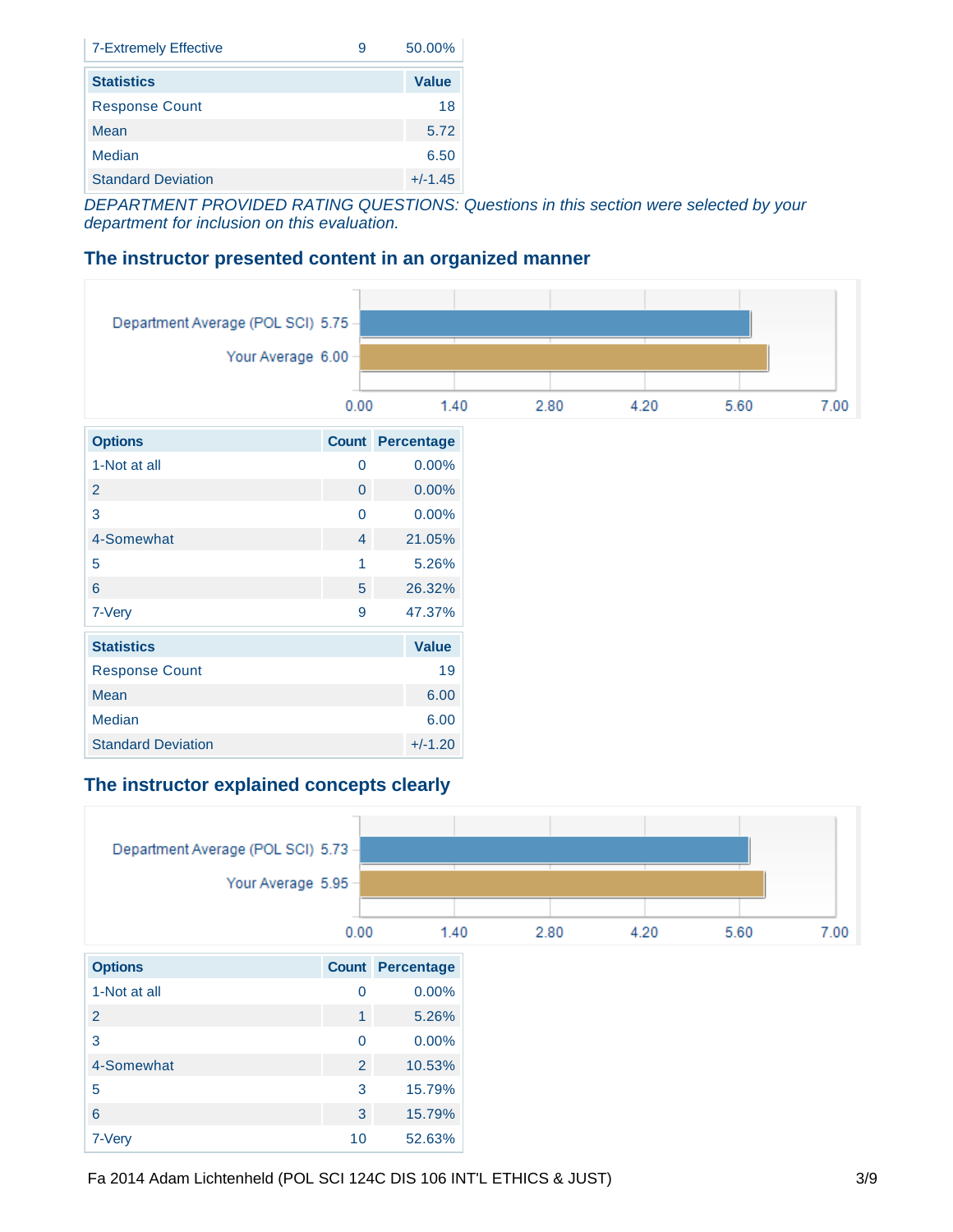| Options | Count | Percentage |
|---|---|---|
| 7-Extremely Effective | 9 | 50.00% |

| Statistics | Value |
|---|---|
| Response Count | 18 |
| Mean | 5.72 |
| Median | 6.50 |
| Standard Deviation | +/-1.45 |

*DEPARTMENT PROVIDED RATING QUESTIONS: Questions in this section were selected by your department for inclusion on this evaluation.*

## The instructor presented content in an organized manner

Department Average (POL SCI) 5.75

Your Average 6.00

0.00 1.40 2.80 4.20 5.60 7.00

| Options | Count | Percentage |
|---|---|---|
| 1-Not at all | 0 | 0.00% |
| 2 | 0 | 0.00% |
| 3 | 0 | 0.00% |
| 4-Somewhat | 4 | 21.05% |
| 5 | 1 | 5.26% |
| 6 | 5 | 26.32% |
| 7-Very | 9 | 47.37% |

| Statistics | Value |
|---|---|
| Response Count | 19 |
| Mean | 6.00 |
| Median | 6.00 |
| Standard Deviation | +/-1.20 |

## The instructor explained concepts clearly

Department Average (POL SCI) 5.73

Your Average 5.95

0.00 1.40 2.80 4.20 5.60 7.00

| Options | Count | Percentage |
|---|---|---|
| 1-Not at all | 0 | 0.00% |
| 2 | 1 | 5.26% |
| 3 | 0 | 0.00% |
| 4-Somewhat | 2 | 10.53% |
| 5 | 3 | 15.79% |
| 6 | 3 | 15.79% |
| 7-Very | 10 | 52.63% |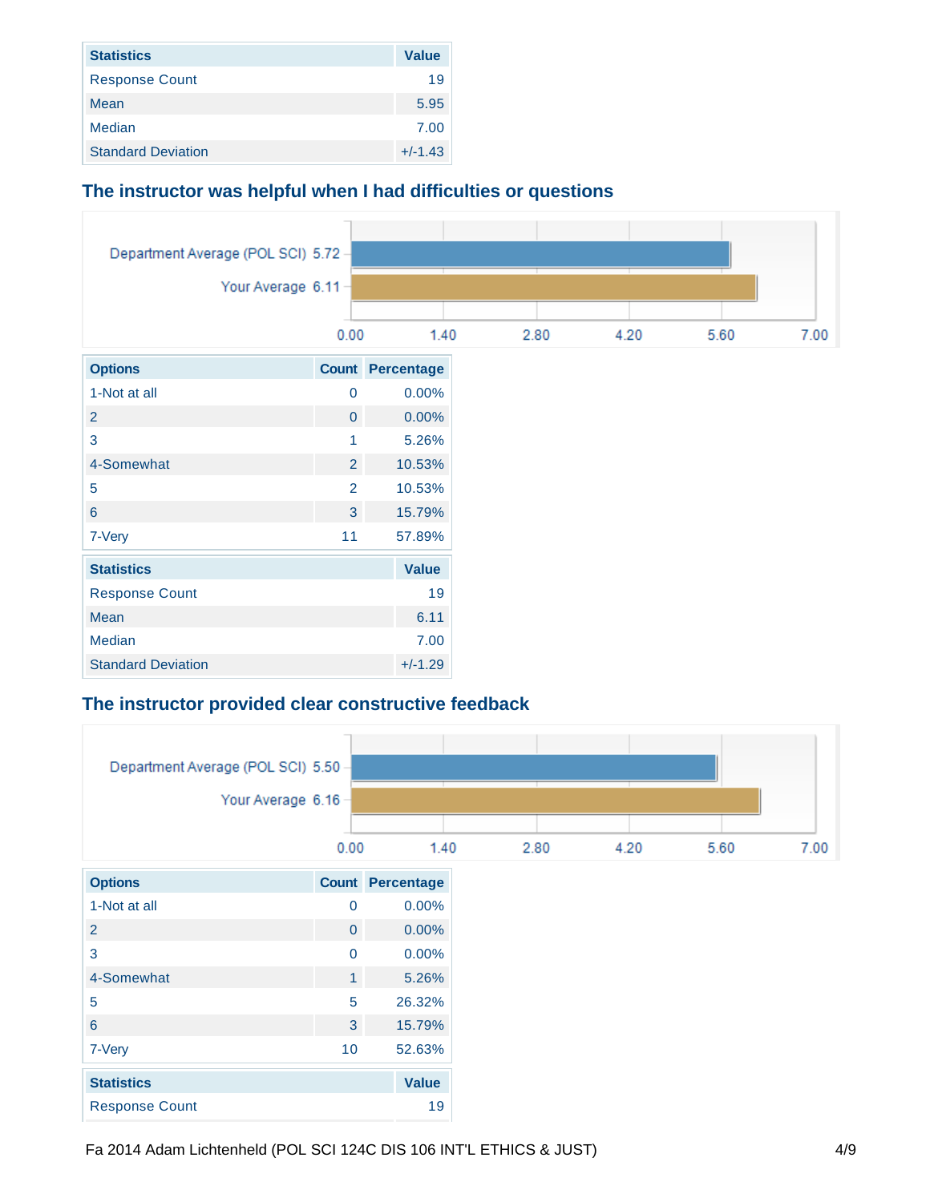| Statistics | Value |
|---|---|
| Response Count | 19 |
| Mean | 5.95 |
| Median | 7.00 |
| Standard Deviation | +/-1.43 |

### The instructor was helpful when I had difficulties or questions

| | Value |
|---|---|
| Department Average (POL SCI) | 5.72 |
| Your Average | 6.11 |

| Options | Count | Percentage |
|---|---|---|
| 1-Not at all | 0 | 0.00% |
| 2 | 0 | 0.00% |
| 3 | 1 | 5.26% |
| 4-Somewhat | 2 | 10.53% |
| 5 | 2 | 10.53% |
| 6 | 3 | 15.79% |
| 7-Very | 11 | 57.89% |

| Statistics | Value |
|---|---|
| Response Count | 19 |
| Mean | 6.11 |
| Median | 7.00 |
| Standard Deviation | +/-1.29 |

### The instructor provided clear constructive feedback

| | Value |
|---|---|
| Department Average (POL SCI) | 5.50 |
| Your Average | 6.16 |

| Options | Count | Percentage |
|---|---|---|
| 1-Not at all | 0 | 0.00% |
| 2 | 0 | 0.00% |
| 3 | 0 | 0.00% |
| 4-Somewhat | 1 | 5.26% |
| 5 | 5 | 26.32% |
| 6 | 3 | 15.79% |
| 7-Very | 10 | 52.63% |

| Statistics | Value |
|---|---|
| Response Count | 19 |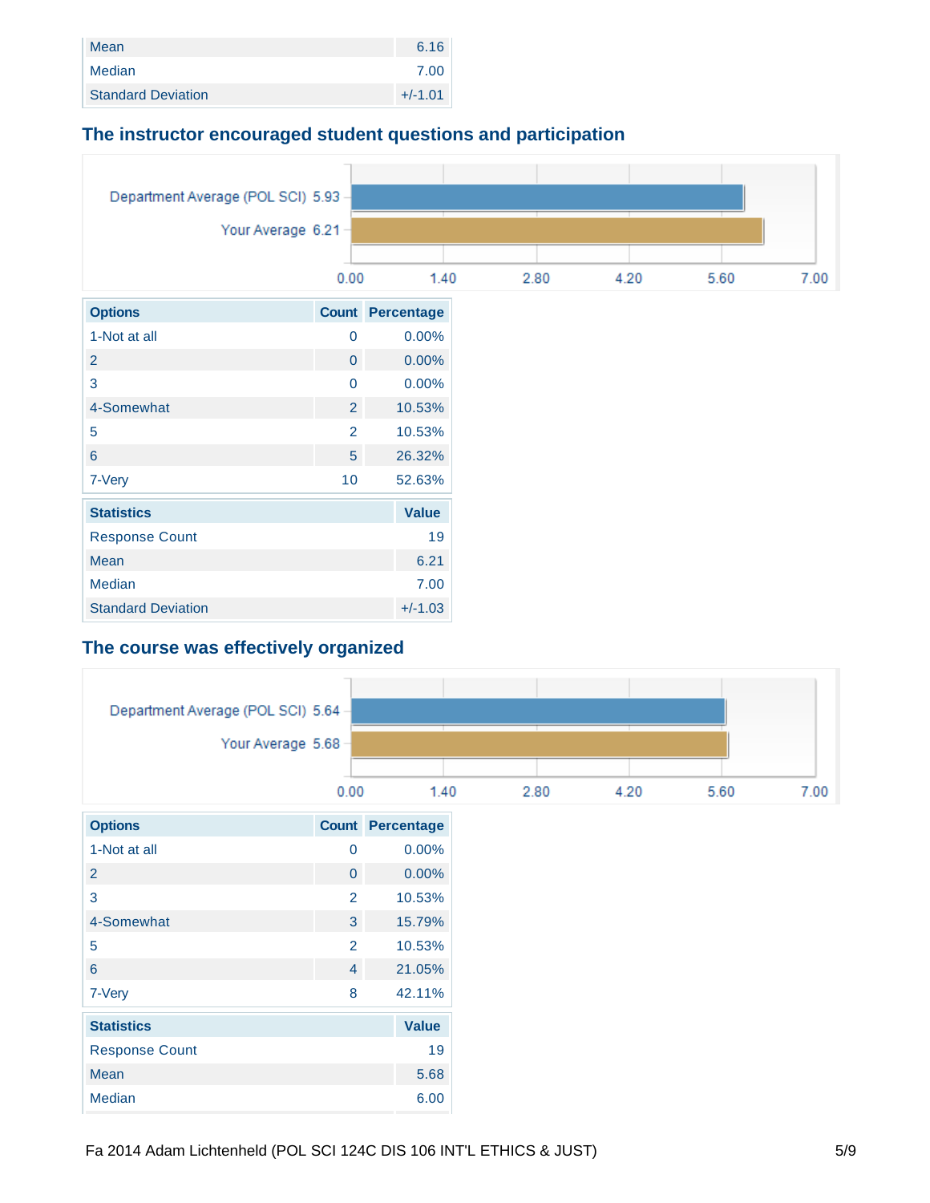| Statistics | Value |
|---|---|
| Mean | 6.16 |
| Median | 7.00 |
| Standard Deviation | +/-1.01 |

## The instructor encouraged student questions and participation

Department Average (POL SCI) 5.93

Your Average 6.21

| Options | Count | Percentage |
|---|---|---|
| 1-Not at all | 0 | 0.00% |
| 2 | 0 | 0.00% |
| 3 | 0 | 0.00% |
| 4-Somewhat | 2 | 10.53% |
| 5 | 2 | 10.53% |
| 6 | 5 | 26.32% |
| 7-Very | 10 | 52.63% |

| Statistics | Value |
|---|---|
| Response Count | 19 |
| Mean | 6.21 |
| Median | 7.00 |
| Standard Deviation | +/-1.03 |

## The course was effectively organized

Department Average (POL SCI) 5.64

Your Average 5.68

| Options | Count | Percentage |
|---|---|---|
| 1-Not at all | 0 | 0.00% |
| 2 | 0 | 0.00% |
| 3 | 2 | 10.53% |
| 4-Somewhat | 3 | 15.79% |
| 5 | 2 | 10.53% |
| 6 | 4 | 21.05% |
| 7-Very | 8 | 42.11% |

| Statistics | Value |
|---|---|
| Response Count | 19 |
| Mean | 5.68 |
| Median | 6.00 |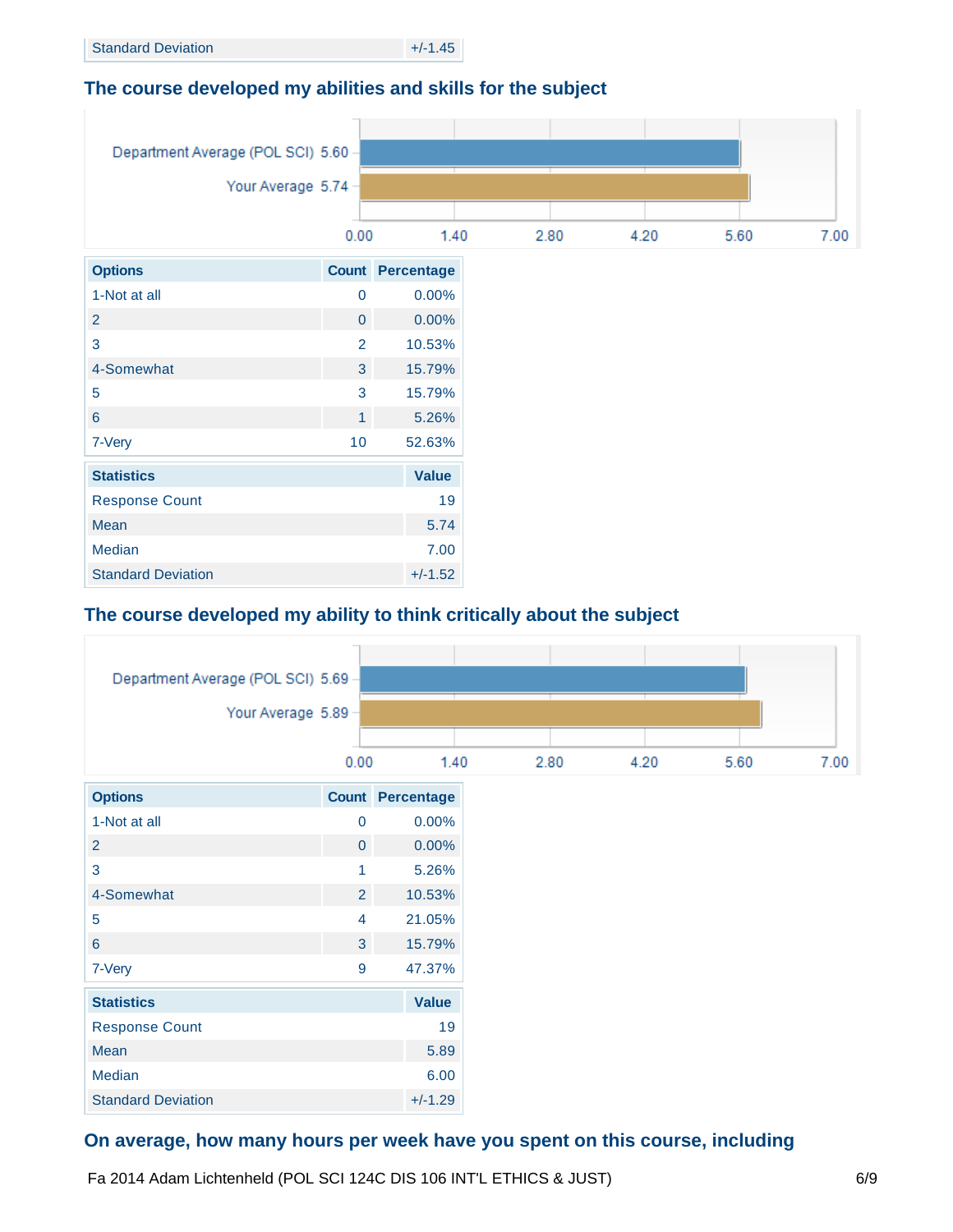| Standard Deviation | +/-1.45 |
|---|---|

## The course developed my abilities and skills for the subject

Department Average (POL SCI) 5.60

Your Average 5.74

| Options | Count | Percentage |
|---|---|---|
| 1-Not at all | 0 | 0.00% |
| 2 | 0 | 0.00% |
| 3 | 2 | 10.53% |
| 4-Somewhat | 3 | 15.79% |
| 5 | 3 | 15.79% |
| 6 | 1 | 5.26% |
| 7-Very | 10 | 52.63% |

| Statistics | Value |
|---|---|
| Response Count | 19 |
| Mean | 5.74 |
| Median | 7.00 |
| Standard Deviation | +/-1.52 |

## The course developed my ability to think critically about the subject

Department Average (POL SCI) 5.69

Your Average 5.89

| Options | Count | Percentage |
|---|---|---|
| 1-Not at all | 0 | 0.00% |
| 2 | 0 | 0.00% |
| 3 | 1 | 5.26% |
| 4-Somewhat | 2 | 10.53% |
| 5 | 4 | 21.05% |
| 6 | 3 | 15.79% |
| 7-Very | 9 | 47.37% |

| Statistics | Value |
|---|---|
| Response Count | 19 |
| Mean | 5.89 |
| Median | 6.00 |
| Standard Deviation | +/-1.29 |

## On average, how many hours per week have you spent on this course, including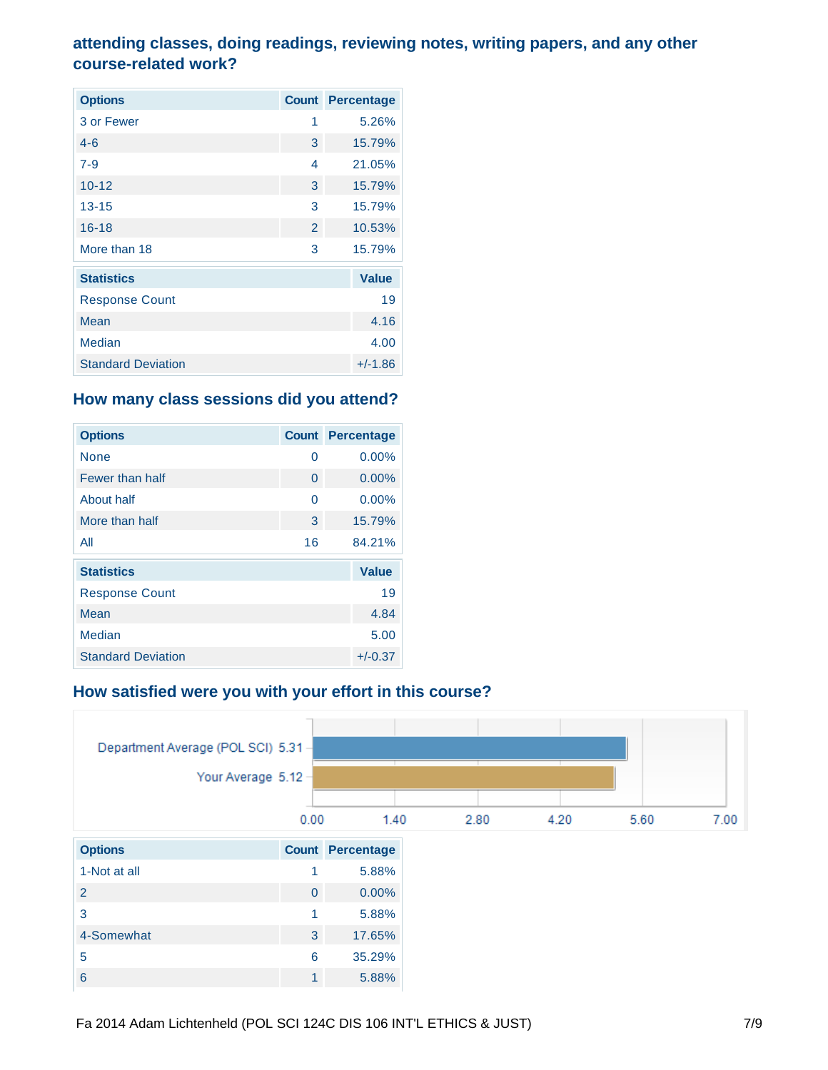### attending classes, doing readings, reviewing notes, writing papers, and any other course-related work?

| Options | Count | Percentage |
|---|---|---|
| 3 or Fewer | 1 | 5.26% |
| 4-6 | 3 | 15.79% |
| 7-9 | 4 | 21.05% |
| 10-12 | 3 | 15.79% |
| 13-15 | 3 | 15.79% |
| 16-18 | 2 | 10.53% |
| More than 18 | 3 | 15.79% |

| Statistics | Value |
|---|---|
| Response Count | 19 |
| Mean | 4.16 |
| Median | 4.00 |
| Standard Deviation | +/-1.86 |

### How many class sessions did you attend?

| Options | Count | Percentage |
|---|---|---|
| None | 0 | 0.00% |
| Fewer than half | 0 | 0.00% |
| About half | 0 | 0.00% |
| More than half | 3 | 15.79% |
| All | 16 | 84.21% |

| Statistics | Value |
|---|---|
| Response Count | 19 |
| Mean | 4.84 |
| Median | 5.00 |
| Standard Deviation | +/-0.37 |

### How satisfied were you with your effort in this course?

Department Average (POL SCI) 5.31

Your Average 5.12

0.00 1.40 2.80 4.20 5.60 7.00

| Options | Count | Percentage |
|---|---|---|
| 1-Not at all | 1 | 5.88% |
| 2 | 0 | 0.00% |
| 3 | 1 | 5.88% |
| 4-Somewhat | 3 | 17.65% |
| 5 | 6 | 35.29% |
| 6 | 1 | 5.88% |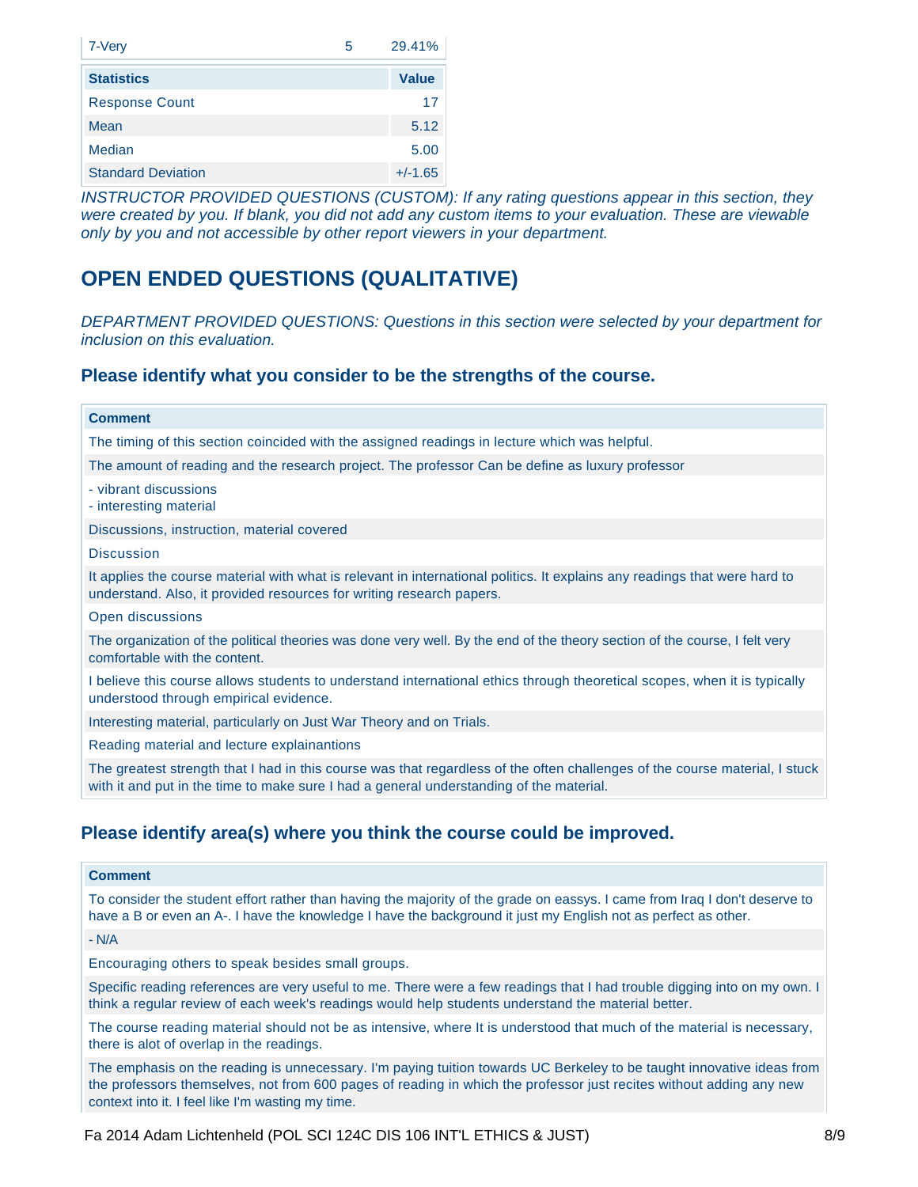| 7-Very | 5 | 29.41% |
|---|---|---|

| Statistics | Value |
|---|---|
| Response Count | 17 |
| Mean | 5.12 |
| Median | 5.00 |
| Standard Deviation | +/-1.65 |

*INSTRUCTOR PROVIDED QUESTIONS (CUSTOM): If any rating questions appear in this section, they were created by you. If blank, you did not add any custom items to your evaluation. These are viewable only by you and not accessible by other report viewers in your department.*

## OPEN ENDED QUESTIONS (QUALITATIVE)

*DEPARTMENT PROVIDED QUESTIONS: Questions in this section were selected by your department for inclusion on this evaluation.*

### Please identify what you consider to be the strengths of the course.

| Comment |
|---|
| The timing of this section coincided with the assigned readings in lecture which was helpful. |
| The amount of reading and the research project. The professor Can be define as luxury professor |
| - vibrant discussions<br>- interesting material |
| Discussions, instruction, material covered |
| Discussion |
| It applies the course material with what is relevant in international politics. It explains any readings that were hard to understand. Also, it provided resources for writing research papers. |
| Open discussions |
| The organization of the political theories was done very well. By the end of the theory section of the course, I felt very comfortable with the content. |
| I believe this course allows students to understand international ethics through theoretical scopes, when it is typically understood through empirical evidence. |
| Interesting material, particularly on Just War Theory and on Trials. |
| Reading material and lecture explainantions |
| The greatest strength that I had in this course was that regardless of the often challenges of the course material, I stuck with it and put in the time to make sure I had a general understanding of the material. |

### Please identify area(s) where you think the course could be improved.

| Comment |
|---|
| To consider the student effort rather than having the majority of the grade on eassys. I came from Iraq I don't deserve to have a B or even an A-. I have the knowledge I have the background it just my English not as perfect as other. |
| - N/A |
| Encouraging others to speak besides small groups. |
| Specific reading references are very useful to me. There were a few readings that I had trouble digging into on my own. I think a regular review of each week's readings would help students understand the material better. |
| The course reading material should not be as intensive, where It is understood that much of the material is necessary, there is alot of overlap in the readings. |
| The emphasis on the reading is unnecessary. I'm paying tuition towards UC Berkeley to be taught innovative ideas from the professors themselves, not from 600 pages of reading in which the professor just recites without adding any new context into it. I feel like I'm wasting my time. |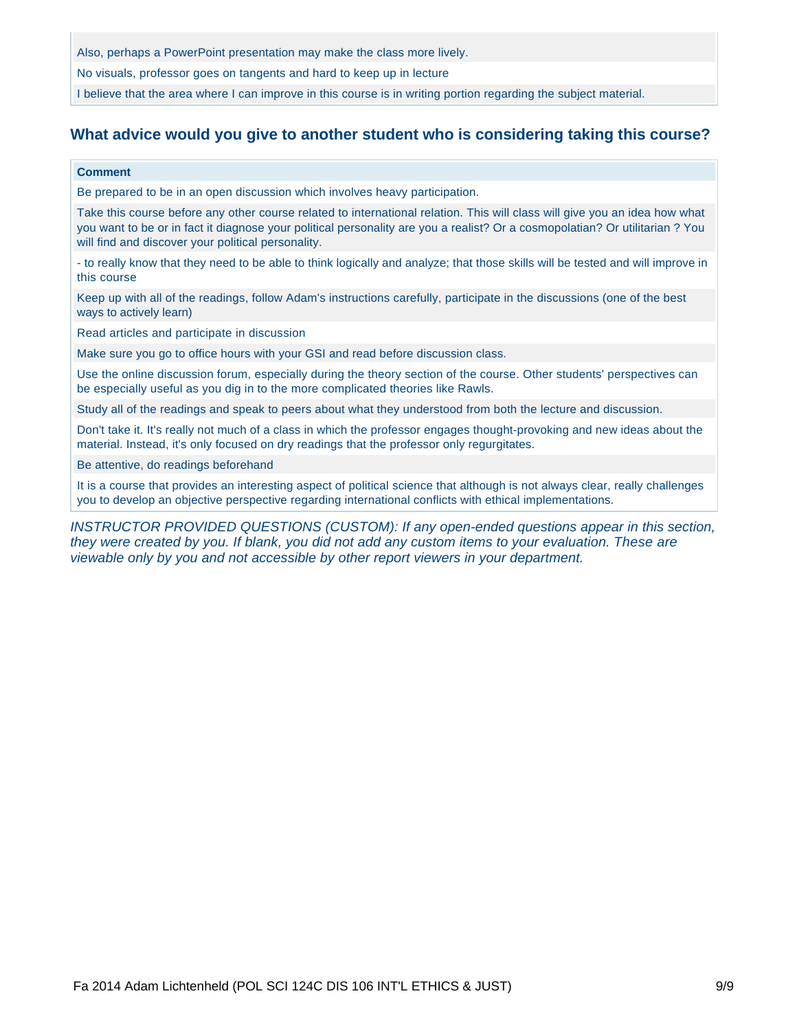| |
|---|
| Also, perhaps a PowerPoint presentation may make the class more lively. |
| No visuals, professor goes on tangents and hard to keep up in lecture |
| I believe that the area where I can improve in this course is in writing portion regarding the subject material. |

## What advice would you give to another student who is considering taking this course?

| Comment |
|---|
| Be prepared to be in an open discussion which involves heavy participation. |
| Take this course before any other course related to international relation. This will class will give you an idea how what you want to be or in fact it diagnose your political personality are you a realist? Or a cosmopolatian? Or utilitarian ? You will find and discover your political personality. |
| - to really know that they need to be able to think logically and analyze; that those skills will be tested and will improve in this course |
| Keep up with all of the readings, follow Adam's instructions carefully, participate in the discussions (one of the best ways to actively learn) |
| Read articles and participate in discussion |
| Make sure you go to office hours with your GSI and read before discussion class. |
| Use the online discussion forum, especially during the theory section of the course. Other students' perspectives can be especially useful as you dig in to the more complicated theories like Rawls. |
| Study all of the readings and speak to peers about what they understood from both the lecture and discussion. |
| Don't take it. It's really not much of a class in which the professor engages thought-provoking and new ideas about the material. Instead, it's only focused on dry readings that the professor only regurgitates. |
| Be attentive, do readings beforehand |
| It is a course that provides an interesting aspect of political science that although is not always clear, really challenges you to develop an objective perspective regarding international conflicts with ethical implementations. |

*INSTRUCTOR PROVIDED QUESTIONS (CUSTOM): If any open-ended questions appear in this section, they were created by you. If blank, you did not add any custom items to your evaluation. These are viewable only by you and not accessible by other report viewers in your department.*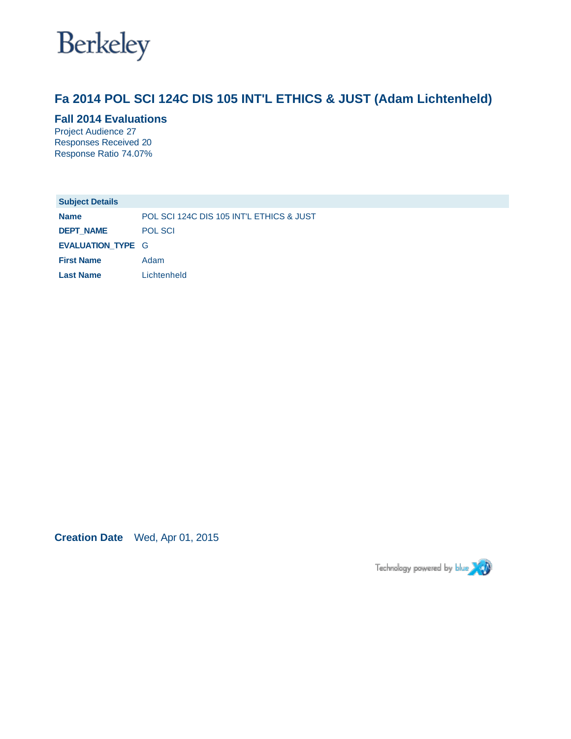Berkeley

# Fa 2014 POL SCI 124C DIS 105 INT'L ETHICS & JUST (Adam Lichtenheld)

## Fall 2014 Evaluations

Project Audience 27
Responses Received 20
Response Ratio 74.07%

| Subject Details | |
|---|---|
| **Name** | POL SCI 124C DIS 105 INT'L ETHICS & JUST |
| **DEPT_NAME** | POL SCI |
| **EVALUATION_TYPE** | G |
| **First Name** | Adam |
| **Last Name** | Lichtenheld |

**Creation Date** Wed, Apr 01, 2015

Technology powered by blue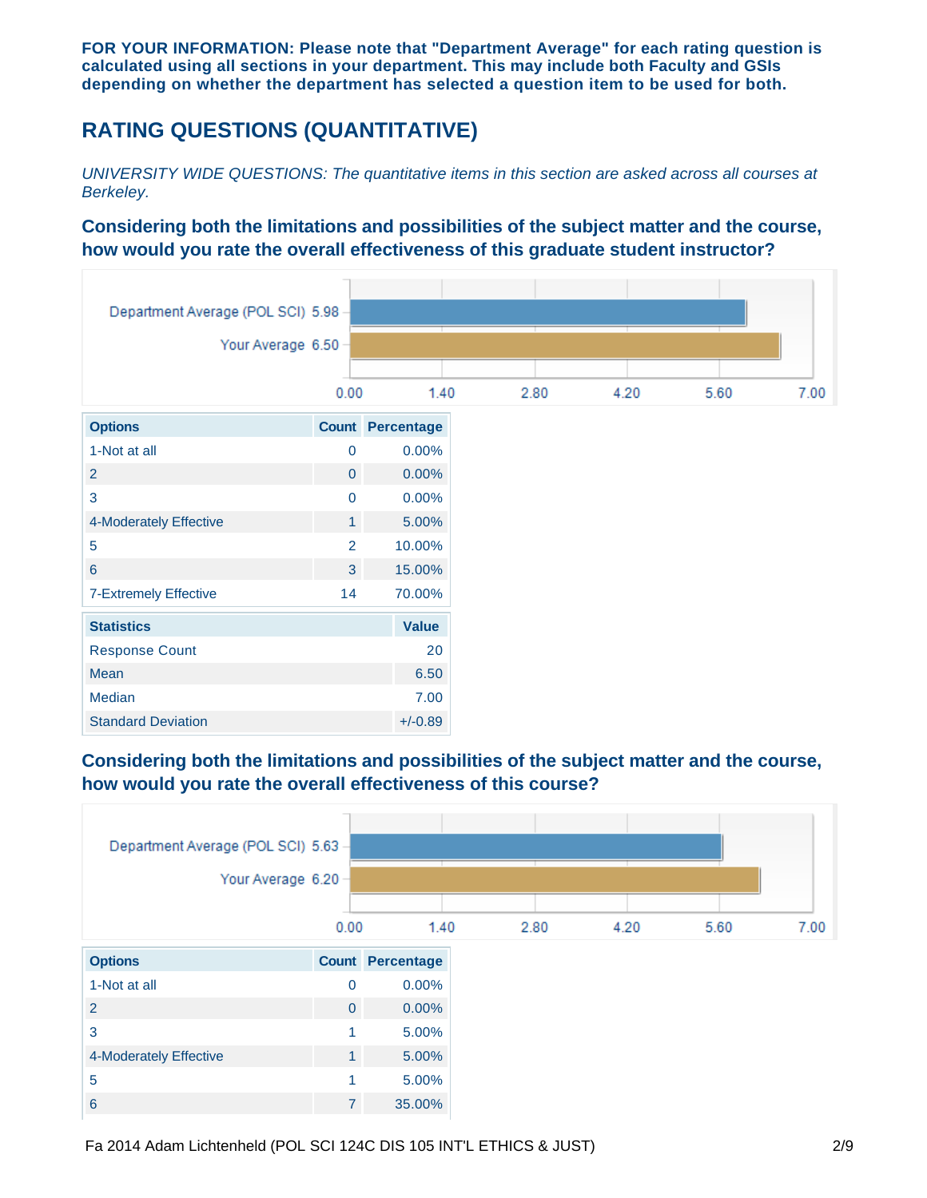**FOR YOUR INFORMATION: Please note that "Department Average" for each rating question is calculated using all sections in your department. This may include both Faculty and GSIs depending on whether the department has selected a question item to be used for both.**

## RATING QUESTIONS (QUANTITATIVE)

*UNIVERSITY WIDE QUESTIONS: The quantitative items in this section are asked across all courses at Berkeley.*

### Considering both the limitations and possibilities of the subject matter and the course, how would you rate the overall effectiveness of this graduate student instructor?

Department Average (POL SCI) 5.98

Your Average 6.50

| Options | Count | Percentage |
|---|---|---|
| 1-Not at all | 0 | 0.00% |
| 2 | 0 | 0.00% |
| 3 | 0 | 0.00% |
| 4-Moderately Effective | 1 | 5.00% |
| 5 | 2 | 10.00% |
| 6 | 3 | 15.00% |
| 7-Extremely Effective | 14 | 70.00% |

| Statistics | Value |
|---|---|
| Response Count | 20 |
| Mean | 6.50 |
| Median | 7.00 |
| Standard Deviation | +/-0.89 |

### Considering both the limitations and possibilities of the subject matter and the course, how would you rate the overall effectiveness of this course?

Department Average (POL SCI) 5.63

Your Average 6.20

| Options | Count | Percentage |
|---|---|---|
| 1-Not at all | 0 | 0.00% |
| 2 | 0 | 0.00% |
| 3 | 1 | 5.00% |
| 4-Moderately Effective | 1 | 5.00% |
| 5 | 1 | 5.00% |
| 6 | 7 | 35.00% |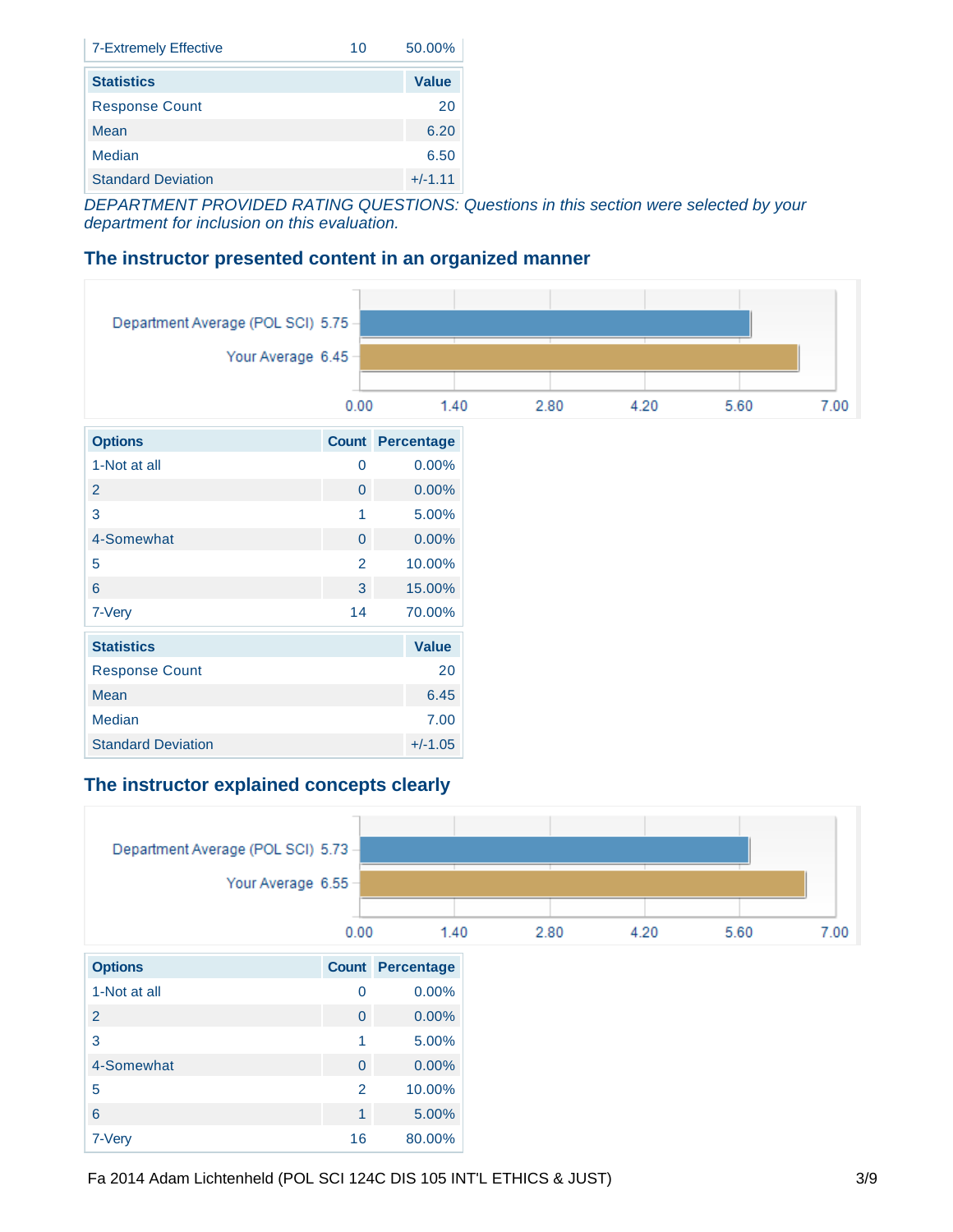| 7-Extremely Effective | 10 | 50.00% |
|---|---|---|

| Statistics | Value |
|---|---|
| Response Count | 20 |
| Mean | 6.20 |
| Median | 6.50 |
| Standard Deviation | +/-1.11 |

*DEPARTMENT PROVIDED RATING QUESTIONS: Questions in this section were selected by your department for inclusion on this evaluation.*

## The instructor presented content in an organized manner

| | Average |
|---|---|
| Department Average (POL SCI) | 5.75 |
| Your Average | 6.45 |

| Options | Count | Percentage |
|---|---|---|
| 1-Not at all | 0 | 0.00% |
| 2 | 0 | 0.00% |
| 3 | 1 | 5.00% |
| 4-Somewhat | 0 | 0.00% |
| 5 | 2 | 10.00% |
| 6 | 3 | 15.00% |
| 7-Very | 14 | 70.00% |

| Statistics | Value |
|---|---|
| Response Count | 20 |
| Mean | 6.45 |
| Median | 7.00 |
| Standard Deviation | +/-1.05 |

## The instructor explained concepts clearly

| | Average |
|---|---|
| Department Average (POL SCI) | 5.73 |
| Your Average | 6.55 |

| Options | Count | Percentage |
|---|---|---|
| 1-Not at all | 0 | 0.00% |
| 2 | 0 | 0.00% |
| 3 | 1 | 5.00% |
| 4-Somewhat | 0 | 0.00% |
| 5 | 2 | 10.00% |
| 6 | 1 | 5.00% |
| 7-Very | 16 | 80.00% |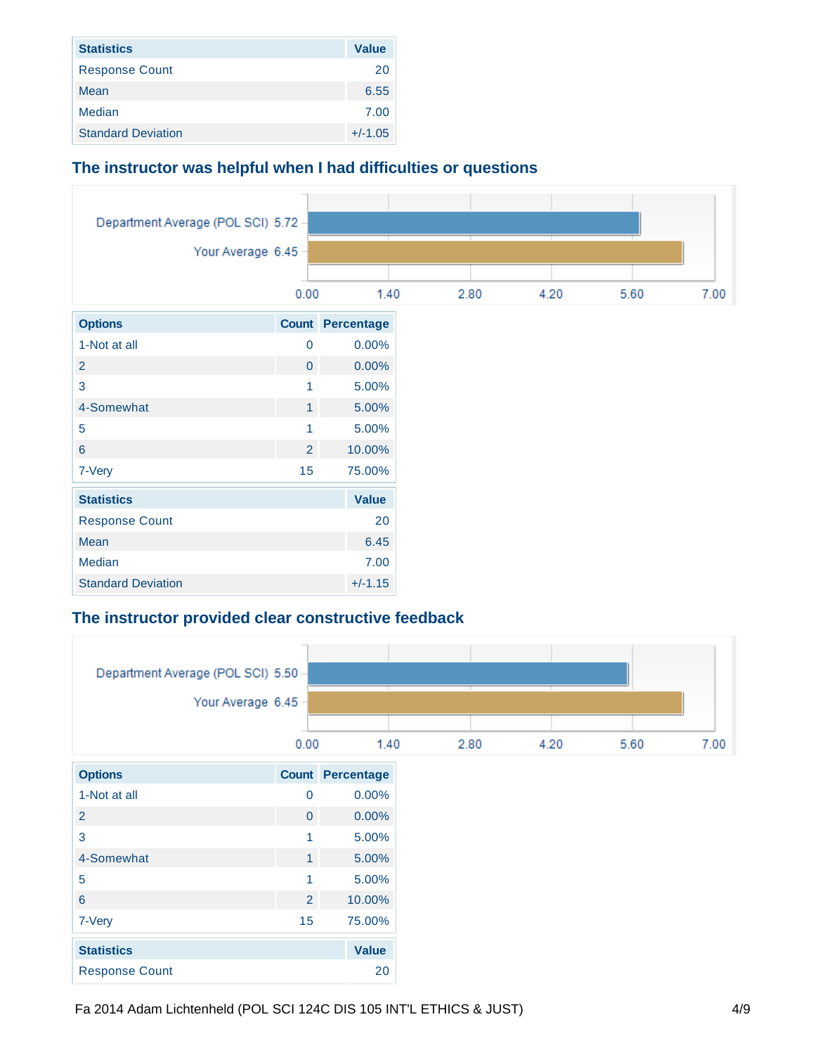| Statistics | Value |
| --- | --- |
| Response Count | 20 |
| Mean | 6.55 |
| Median | 7.00 |
| Standard Deviation | +/-1.05 |

## The instructor was helpful when I had difficulties or questions

| | Average |
| --- | --- |
| Department Average (POL SCI) | 5.72 |
| Your Average | 6.45 |

| Options | Count | Percentage |
| --- | --- | --- |
| 1-Not at all | 0 | 0.00% |
| 2 | 0 | 0.00% |
| 3 | 1 | 5.00% |
| 4-Somewhat | 1 | 5.00% |
| 5 | 1 | 5.00% |
| 6 | 2 | 10.00% |
| 7-Very | 15 | 75.00% |

| Statistics | Value |
| --- | --- |
| Response Count | 20 |
| Mean | 6.45 |
| Median | 7.00 |
| Standard Deviation | +/-1.15 |

## The instructor provided clear constructive feedback

| | Average |
| --- | --- |
| Department Average (POL SCI) | 5.50 |
| Your Average | 6.45 |

| Options | Count | Percentage |
| --- | --- | --- |
| 1-Not at all | 0 | 0.00% |
| 2 | 0 | 0.00% |
| 3 | 1 | 5.00% |
| 4-Somewhat | 1 | 5.00% |
| 5 | 1 | 5.00% |
| 6 | 2 | 10.00% |
| 7-Very | 15 | 75.00% |

| Statistics | Value |
| --- | --- |
| Response Count | 20 |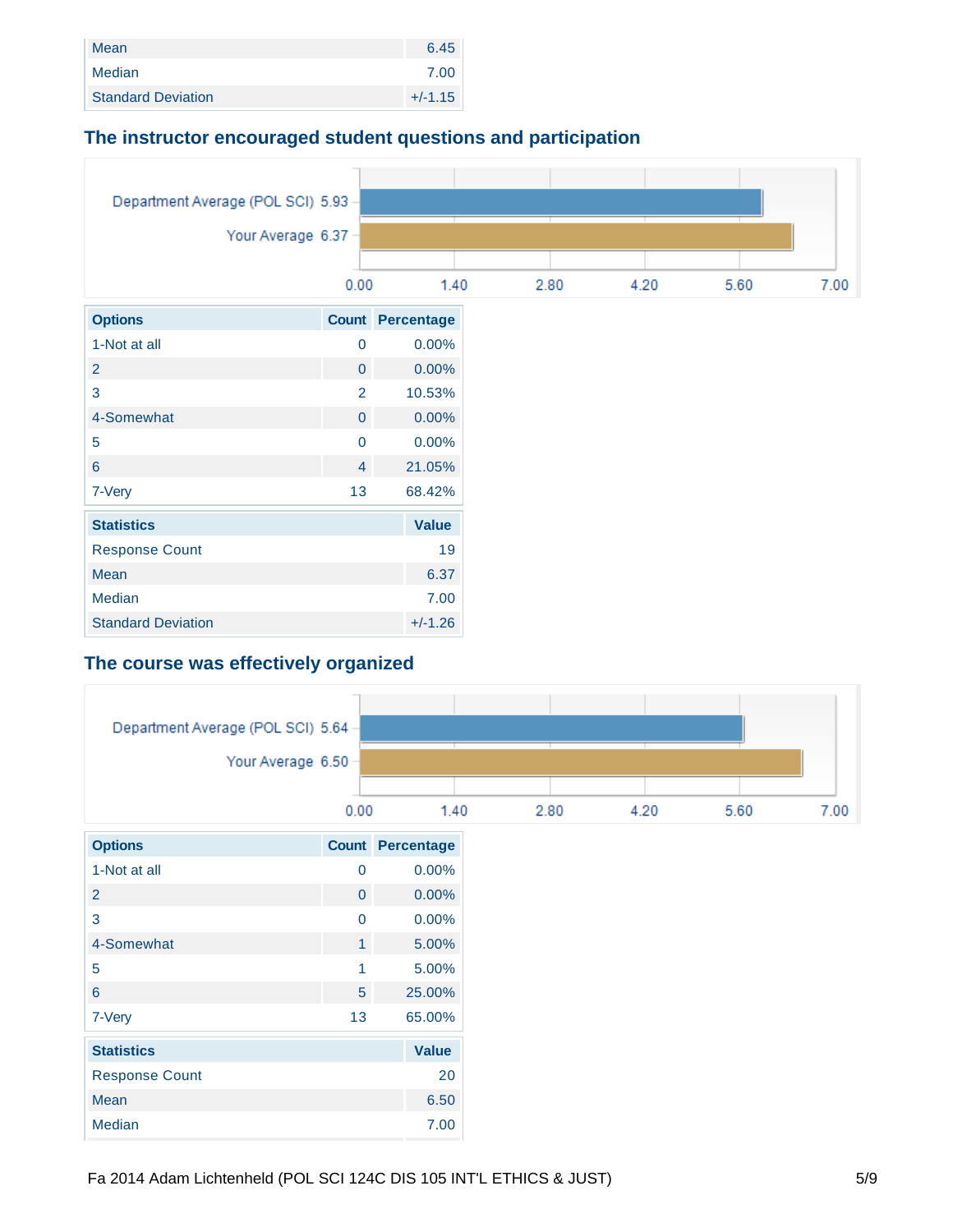| Statistics | Value |
|---|---|
| Mean | 6.45 |
| Median | 7.00 |
| Standard Deviation | +/-1.15 |

### The instructor encouraged student questions and participation

Department Average (POL SCI) 5.93

Your Average 6.37

0.00 1.40 2.80 4.20 5.60 7.00

| Options | Count | Percentage |
|---|---|---|
| 1-Not at all | 0 | 0.00% |
| 2 | 0 | 0.00% |
| 3 | 2 | 10.53% |
| 4-Somewhat | 0 | 0.00% |
| 5 | 0 | 0.00% |
| 6 | 4 | 21.05% |
| 7-Very | 13 | 68.42% |

| Statistics | Value |
|---|---|
| Response Count | 19 |
| Mean | 6.37 |
| Median | 7.00 |
| Standard Deviation | +/-1.26 |

### The course was effectively organized

Department Average (POL SCI) 5.64

Your Average 6.50

0.00 1.40 2.80 4.20 5.60 7.00

| Options | Count | Percentage |
|---|---|---|
| 1-Not at all | 0 | 0.00% |
| 2 | 0 | 0.00% |
| 3 | 0 | 0.00% |
| 4-Somewhat | 1 | 5.00% |
| 5 | 1 | 5.00% |
| 6 | 5 | 25.00% |
| 7-Very | 13 | 65.00% |

| Statistics | Value |
|---|---|
| Response Count | 20 |
| Mean | 6.50 |
| Median | 7.00 |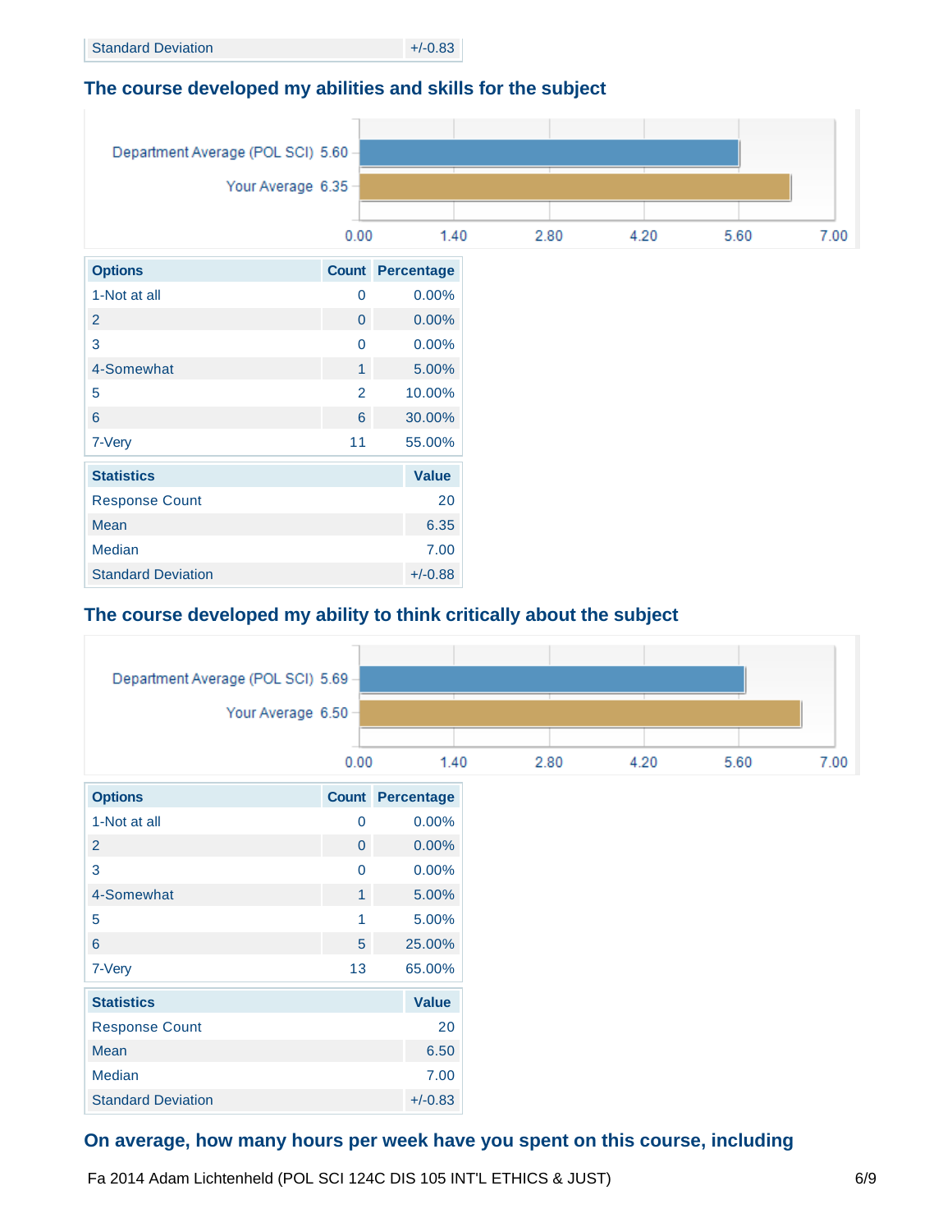| Standard Deviation | +/-0.83 |
|---|---|

## The course developed my abilities and skills for the subject

Department Average (POL SCI) 5.60

Your Average 6.35

0.00 1.40 2.80 4.20 5.60 7.00

| Options | Count | Percentage |
|---|---|---|
| 1-Not at all | 0 | 0.00% |
| 2 | 0 | 0.00% |
| 3 | 0 | 0.00% |
| 4-Somewhat | 1 | 5.00% |
| 5 | 2 | 10.00% |
| 6 | 6 | 30.00% |
| 7-Very | 11 | 55.00% |

| Statistics | Value |
|---|---|
| Response Count | 20 |
| Mean | 6.35 |
| Median | 7.00 |
| Standard Deviation | +/-0.88 |

## The course developed my ability to think critically about the subject

Department Average (POL SCI) 5.69

Your Average 6.50

0.00 1.40 2.80 4.20 5.60 7.00

| Options | Count | Percentage |
|---|---|---|
| 1-Not at all | 0 | 0.00% |
| 2 | 0 | 0.00% |
| 3 | 0 | 0.00% |
| 4-Somewhat | 1 | 5.00% |
| 5 | 1 | 5.00% |
| 6 | 5 | 25.00% |
| 7-Very | 13 | 65.00% |

| Statistics | Value |
|---|---|
| Response Count | 20 |
| Mean | 6.50 |
| Median | 7.00 |
| Standard Deviation | +/-0.83 |

## On average, how many hours per week have you spent on this course, including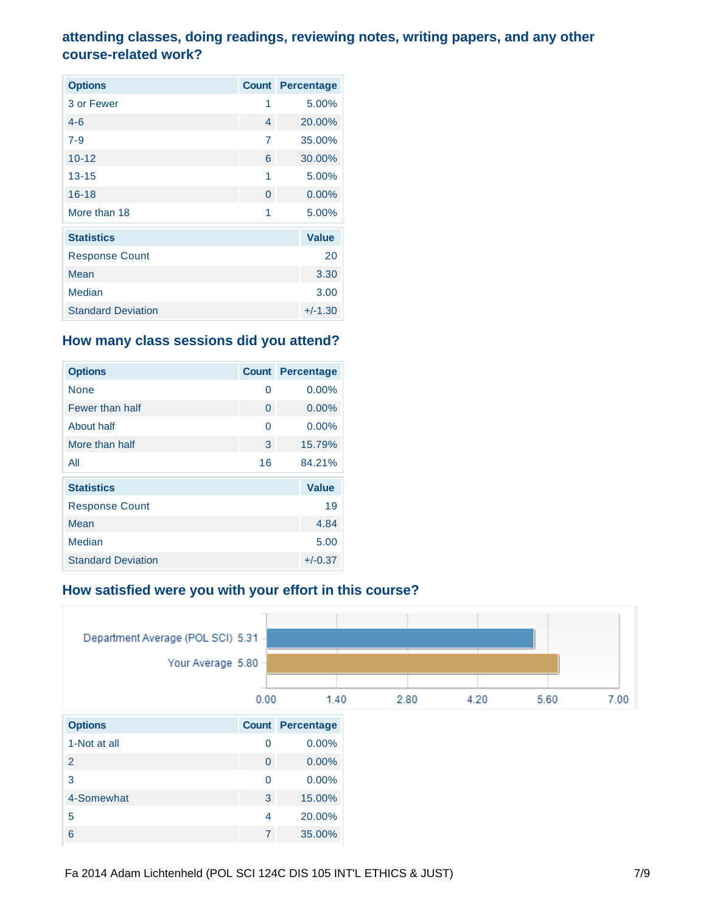### attending classes, doing readings, reviewing notes, writing papers, and any other course-related work?

| Options | Count | Percentage |
| --- | --- | --- |
| 3 or Fewer | 1 | 5.00% |
| 4-6 | 4 | 20.00% |
| 7-9 | 7 | 35.00% |
| 10-12 | 6 | 30.00% |
| 13-15 | 1 | 5.00% |
| 16-18 | 0 | 0.00% |
| More than 18 | 1 | 5.00% |

| Statistics | Value |
| --- | --- |
| Response Count | 20 |
| Mean | 3.30 |
| Median | 3.00 |
| Standard Deviation | +/-1.30 |

### How many class sessions did you attend?

| Options | Count | Percentage |
| --- | --- | --- |
| None | 0 | 0.00% |
| Fewer than half | 0 | 0.00% |
| About half | 0 | 0.00% |
| More than half | 3 | 15.79% |
| All | 16 | 84.21% |

| Statistics | Value |
| --- | --- |
| Response Count | 19 |
| Mean | 4.84 |
| Median | 5.00 |
| Standard Deviation | +/-0.37 |

### How satisfied were you with your effort in this course?

Department Average (POL SCI) 5.31

Your Average 5.80

0.00 1.40 2.80 4.20 5.60 7.00

| Options | Count | Percentage |
| --- | --- | --- |
| 1-Not at all | 0 | 0.00% |
| 2 | 0 | 0.00% |
| 3 | 0 | 0.00% |
| 4-Somewhat | 3 | 15.00% |
| 5 | 4 | 20.00% |
| 6 | 7 | 35.00% |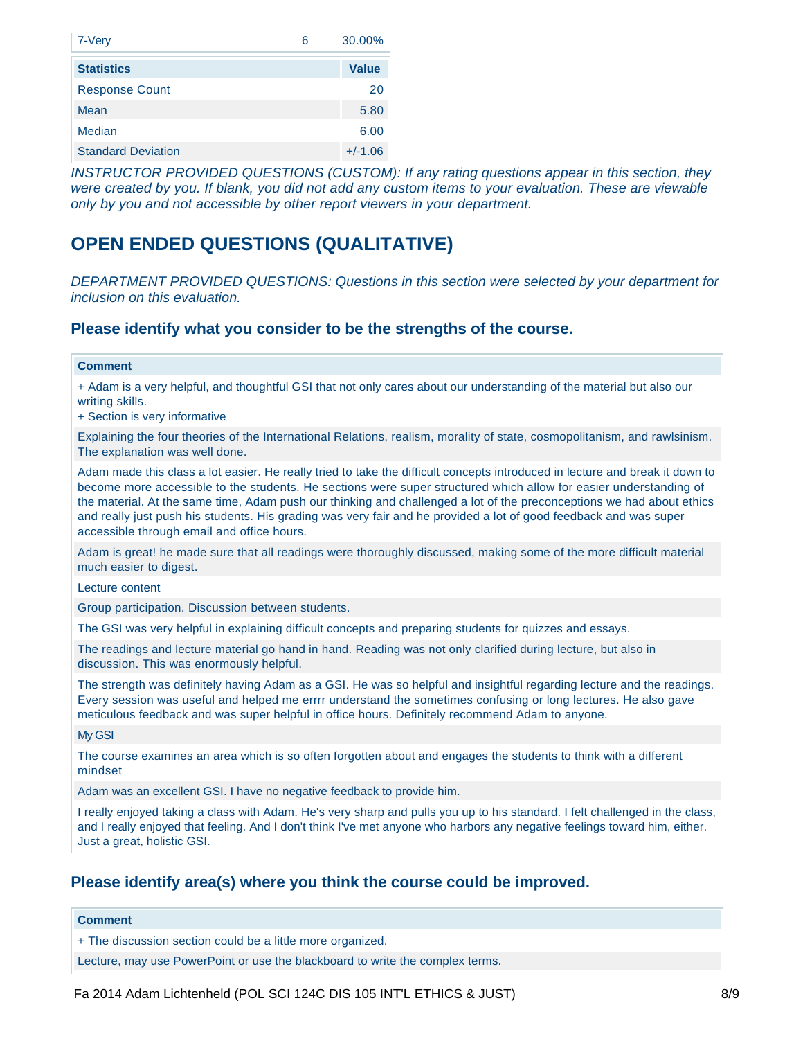| 7-Very | 6 | 30.00% |
|---|---|---|

| Statistics | Value |
|---|---|
| Response Count | 20 |
| Mean | 5.80 |
| Median | 6.00 |
| Standard Deviation | +/-1.06 |

*INSTRUCTOR PROVIDED QUESTIONS (CUSTOM): If any rating questions appear in this section, they were created by you. If blank, you did not add any custom items to your evaluation. These are viewable only by you and not accessible by other report viewers in your department.*

## OPEN ENDED QUESTIONS (QUALITATIVE)

*DEPARTMENT PROVIDED QUESTIONS: Questions in this section were selected by your department for inclusion on this evaluation.*

### Please identify what you consider to be the strengths of the course.

| Comment |
|---|
| + Adam is a very helpful, and thoughtful GSI that not only cares about our understanding of the material but also our writing skills. + Section is very informative |
| Explaining the four theories of the International Relations, realism, morality of state, cosmopolitanism, and rawlsinism. The explanation was well done. |
| Adam made this class a lot easier. He really tried to take the difficult concepts introduced in lecture and break it down to become more accessible to the students. He sections were super structured which allow for easier understanding of the material. At the same time, Adam push our thinking and challenged a lot of the preconceptions we had about ethics and really just push his students. His grading was very fair and he provided a lot of good feedback and was super accessible through email and office hours. |
| Adam is great! he made sure that all readings were thoroughly discussed, making some of the more difficult material much easier to digest. |
| Lecture content |
| Group participation. Discussion between students. |
| The GSI was very helpful in explaining difficult concepts and preparing students for quizzes and essays. |
| The readings and lecture material go hand in hand. Reading was not only clarified during lecture, but also in discussion. This was enormously helpful. |
| The strength was definitely having Adam as a GSI. He was so helpful and insightful regarding lecture and the readings. Every session was useful and helped me errrr understand the sometimes confusing or long lectures. He also gave meticulous feedback and was super helpful in office hours. Definitely recommend Adam to anyone. |
| My GSI |
| The course examines an area which is so often forgotten about and engages the students to think with a different mindset |
| Adam was an excellent GSI. I have no negative feedback to provide him. |
| I really enjoyed taking a class with Adam. He's very sharp and pulls you up to his standard. I felt challenged in the class, and I really enjoyed that feeling. And I don't think I've met anyone who harbors any negative feelings toward him, either. Just a great, holistic GSI. |

### Please identify area(s) where you think the course could be improved.

| Comment |
|---|
| + The discussion section could be a little more organized. |
| Lecture, may use PowerPoint or use the blackboard to write the complex terms. |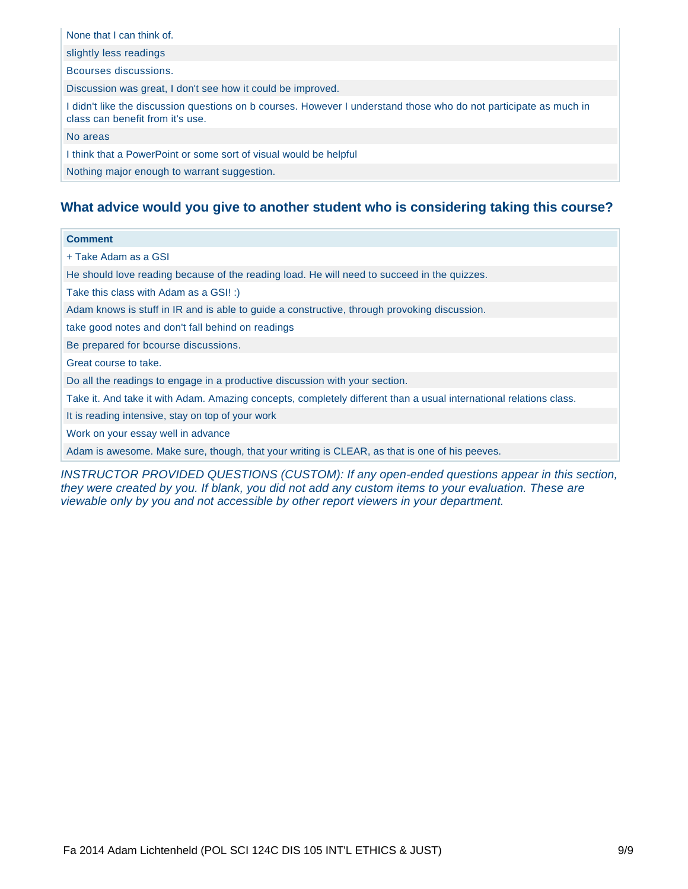| |
|---|
| None that I can think of. |
| slightly less readings |
| Bcourses discussions. |
| Discussion was great, I don't see how it could be improved. |
| I didn't like the discussion questions on b courses. However I understand those who do not participate as much in class can benefit from it's use. |
| No areas |
| I think that a PowerPoint or some sort of visual would be helpful |
| Nothing major enough to warrant suggestion. |

## What advice would you give to another student who is considering taking this course?

| Comment |
|---|
| + Take Adam as a GSI |
| He should love reading because of the reading load. He will need to succeed in the quizzes. |
| Take this class with Adam as a GSI! :) |
| Adam knows is stuff in IR and is able to guide a constructive, through provoking discussion. |
| take good notes and don't fall behind on readings |
| Be prepared for bcourse discussions. |
| Great course to take. |
| Do all the readings to engage in a productive discussion with your section. |
| Take it. And take it with Adam. Amazing concepts, completely different than a usual international relations class. |
| It is reading intensive, stay on top of your work |
| Work on your essay well in advance |
| Adam is awesome. Make sure, though, that your writing is CLEAR, as that is one of his peeves. |

*INSTRUCTOR PROVIDED QUESTIONS (CUSTOM): If any open-ended questions appear in this section, they were created by you. If blank, you did not add any custom items to your evaluation. These are viewable only by you and not accessible by other report viewers in your department.*